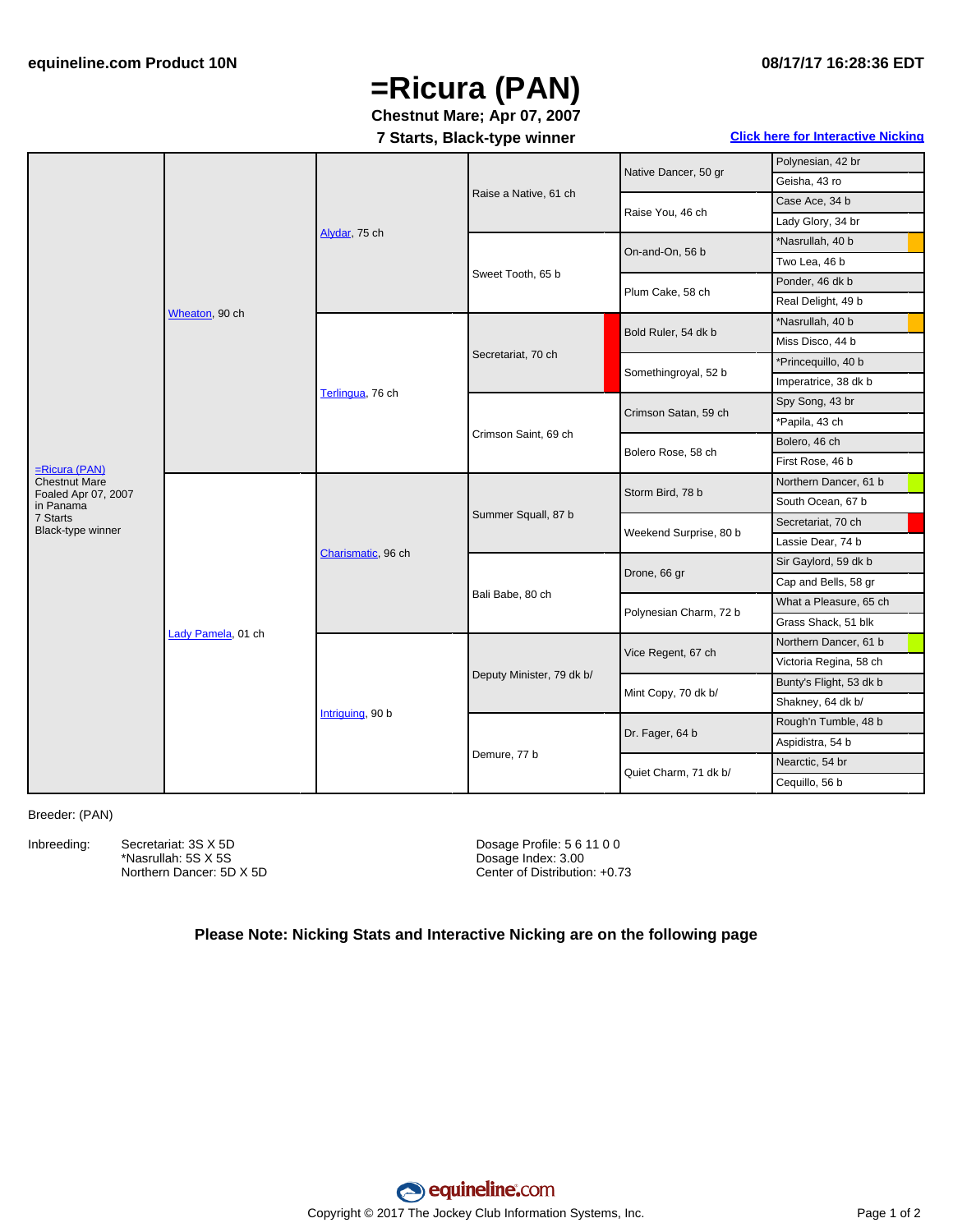equineline.com Product 10N

08/17/17 16:28:36 EDT

# =Ricura (PAN)

**Chestnut Mare; Apr 07, 2007**

**7 Starts, Black-type winner**

Click here for Interactive Nicking

| | | | | | |
|---|---|---|---|---|---|
| =Ricura (PAN) Chestnut Mare Foaled Apr 07, 2007 in Panama 7 Starts Black-type winner | Wheaton, 90 ch | Alydar, 75 ch | Raise a Native, 61 ch | Native Dancer, 50 gr | Polynesian, 42 br |
| | | | | | Geisha, 43 ro |
| | | | | Raise You, 46 ch | Case Ace, 34 b |
| | | | | | Lady Glory, 34 br |
| | | | Sweet Tooth, 65 b | On-and-On, 56 b | *Nasrullah, 40 b |
| | | | | | Two Lea, 46 b |
| | | | | Plum Cake, 58 ch | Ponder, 46 dk b |
| | | | | | Real Delight, 49 b |
| | | Terlingua, 76 ch | Secretariat, 70 ch | Bold Ruler, 54 dk b | *Nasrullah, 40 b |
| | | | | | Miss Disco, 44 b |
| | | | | Somethingroyal, 52 b | *Princequillo, 40 b |
| | | | | | Imperatrice, 38 dk b |
| | | | Crimson Saint, 69 ch | Crimson Satan, 59 ch | Spy Song, 43 br |
| | | | | | *Papila, 43 ch |
| | | | | Bolero Rose, 58 ch | Bolero, 46 ch |
| | | | | | First Rose, 46 b |
| | Lady Pamela, 01 ch | Charismatic, 96 ch | Summer Squall, 87 b | Storm Bird, 78 b | Northern Dancer, 61 b |
| | | | | | South Ocean, 67 b |
| | | | | Weekend Surprise, 80 b | Secretariat, 70 ch |
| | | | | | Lassie Dear, 74 b |
| | | | Bali Babe, 80 ch | Drone, 66 gr | Sir Gaylord, 59 dk b |
| | | | | | Cap and Bells, 58 gr |
| | | | | Polynesian Charm, 72 b | What a Pleasure, 65 ch |
| | | | | | Grass Shack, 51 blk |
| | | Intriguing, 90 b | Deputy Minister, 79 dk b/ | Vice Regent, 67 ch | Northern Dancer, 61 b |
| | | | | | Victoria Regina, 58 ch |
| | | | | Mint Copy, 70 dk b/ | Bunty's Flight, 53 dk b |
| | | | | | Shakney, 64 dk b/ |
| | | | Demure, 77 b | Dr. Fager, 64 b | Rough'n Tumble, 48 b |
| | | | | | Aspidistra, 54 b |
| | | | | Quiet Charm, 71 dk b/ | Nearctic, 54 br |
| | | | | | Cequillo, 56 b |

Breeder: (PAN)

Inbreeding:
- Secretariat: 3S X 5D
- *Nasrullah: 5S X 5S
- Northern Dancer: 5D X 5D

Dosage Profile: 5 6 11 0 0
Dosage Index: 3.00
Center of Distribution: +0.73

**Please Note: Nicking Stats and Interactive Nicking are on the following page**

Copyright © 2017 The Jockey Club Information Systems, Inc.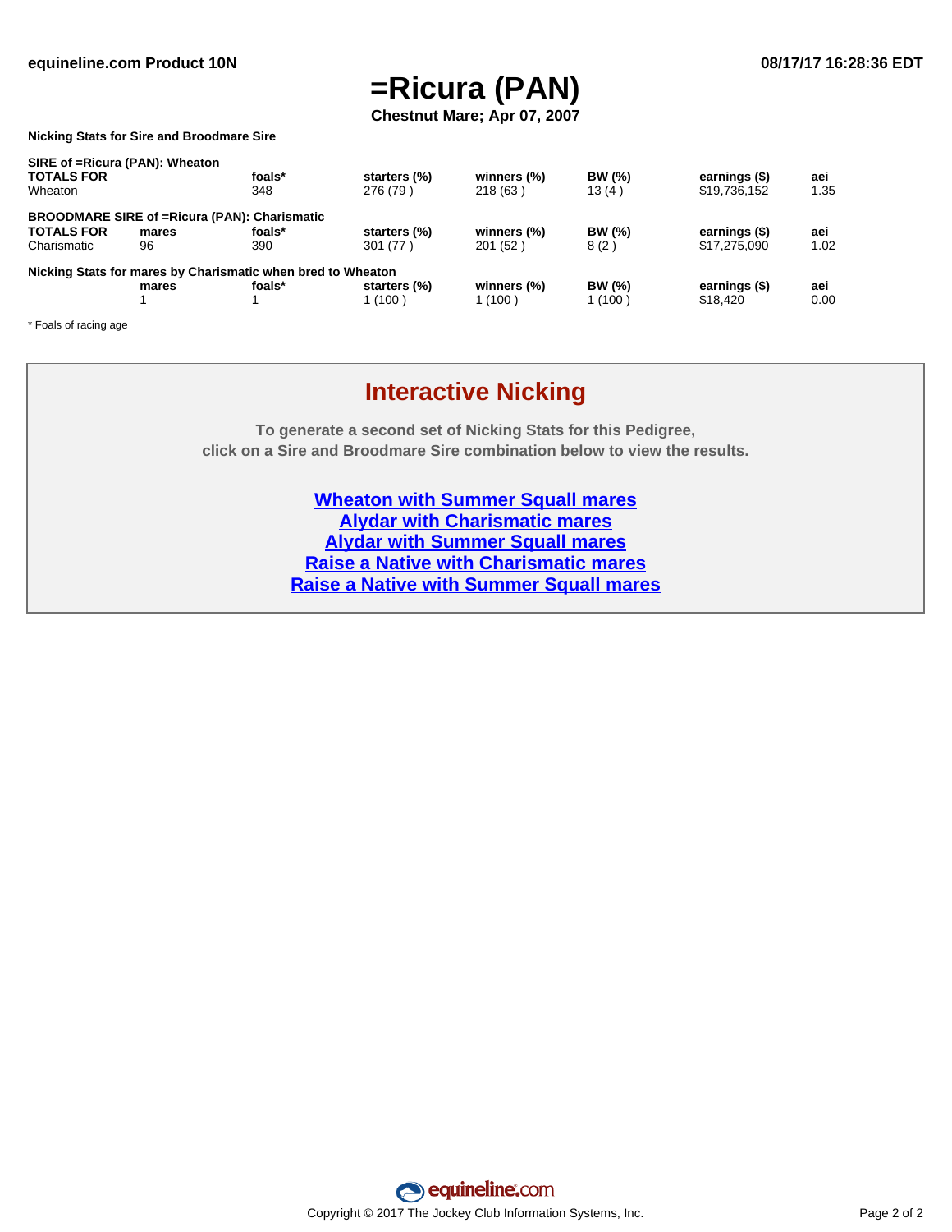# =Ricura (PAN)

**Chestnut Mare; Apr 07, 2007**

**Nicking Stats for Sire and Broodmare Sire**

**SIRE of =Ricura (PAN): Wheaton**

| TOTALS FOR | | foals* | starters (%) | winners (%) | BW (%) | earnings ($) | aei |
|---|---|---|---|---|---|---|---|
| Wheaton | | 348 | 276 (79 ) | 218 (63 ) | 13 (4 ) | $19,736,152 | 1.35 |

**BROODMARE SIRE of =Ricura (PAN): Charismatic**

| TOTALS FOR | mares | foals* | starters (%) | winners (%) | BW (%) | earnings ($) | aei |
|---|---|---|---|---|---|---|---|
| Charismatic | 96 | 390 | 301 (77 ) | 201 (52 ) | 8 (2 ) | $17,275,090 | 1.02 |

**Nicking Stats for mares by Charismatic when bred to Wheaton**

| | mares | foals* | starters (%) | winners (%) | BW (%) | earnings ($) | aei |
|---|---|---|---|---|---|---|---|
| | 1 | 1 | 1 (100 ) | 1 (100 ) | 1 (100 ) | $18,420 | 0.00 |

* Foals of racing age

## Interactive Nicking

**To generate a second set of Nicking Stats for this Pedigree, click on a Sire and Broodmare Sire combination below to view the results.**

**Wheaton with Summer Squall mares**
**Alydar with Charismatic mares**
**Alydar with Summer Squall mares**
**Raise a Native with Charismatic mares**
**Raise a Native with Summer Squall mares**

Copyright © 2017 The Jockey Club Information Systems, Inc.